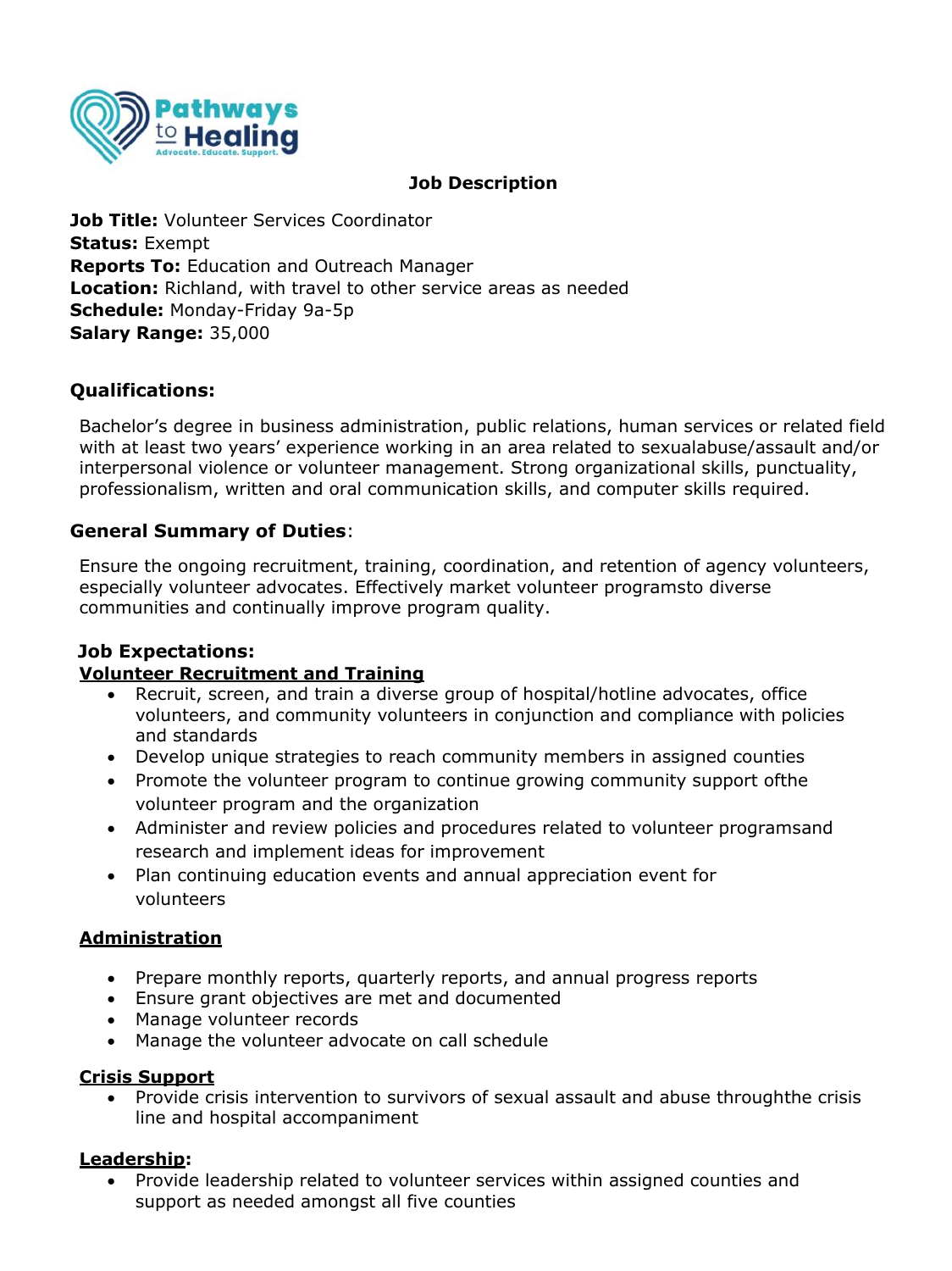Pathways to Healing

Advocate. Educate. Support.

## Job Description

**Job Title:** Volunteer Services Coordinator
**Status:** Exempt
**Reports To:** Education and Outreach Manager
**Location:** Richland, with travel to other service areas as needed
**Schedule:** Monday-Friday 9a-5p
**Salary Range:** 35,000

### Qualifications:

Bachelor's degree in business administration, public relations, human services or related field with at least two years' experience working in an area related to sexualabuse/assault and/or interpersonal violence or volunteer management. Strong organizational skills, punctuality, professionalism, written and oral communication skills, and computer skills required.

### General Summary of Duties:

Ensure the ongoing recruitment, training, coordination, and retention of agency volunteers, especially volunteer advocates. Effectively market volunteer programsto diverse communities and continually improve program quality.

### Job Expectations:

**Volunteer Recruitment and Training**

- Recruit, screen, and train a diverse group of hospital/hotline advocates, office volunteers, and community volunteers in conjunction and compliance with policies and standards
- Develop unique strategies to reach community members in assigned counties
- Promote the volunteer program to continue growing community support ofthe volunteer program and the organization
- Administer and review policies and procedures related to volunteer programsand research and implement ideas for improvement
- Plan continuing education events and annual appreciation event for volunteers

**Administration**

- Prepare monthly reports, quarterly reports, and annual progress reports
- Ensure grant objectives are met and documented
- Manage volunteer records
- Manage the volunteer advocate on call schedule

**Crisis Support**

- Provide crisis intervention to survivors of sexual assault and abuse throughthe crisis line and hospital accompaniment

**Leadership:**

- Provide leadership related to volunteer services within assigned counties and support as needed amongst all five counties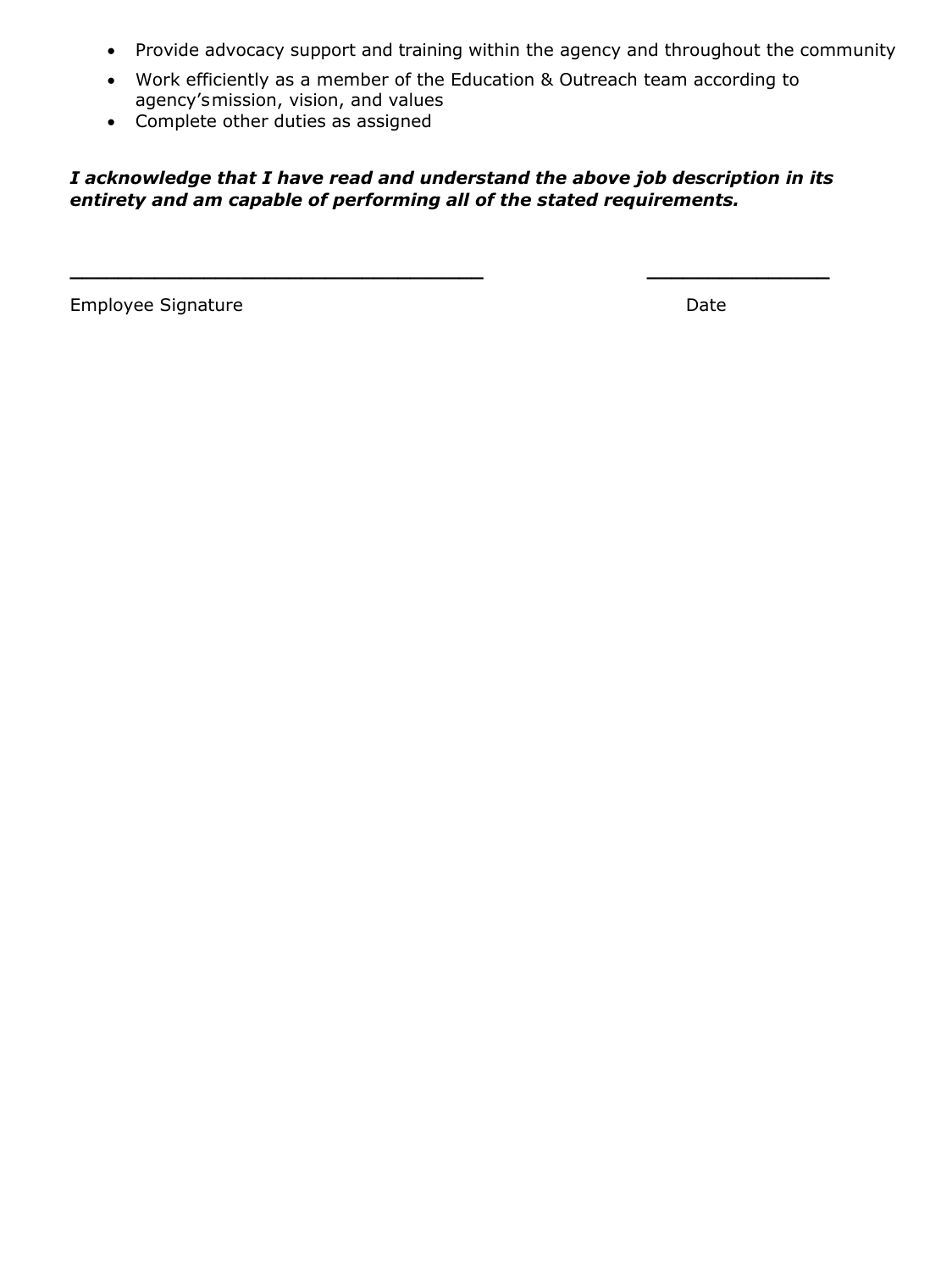- Provide advocacy support and training within the agency and throughout the community
- Work efficiently as a member of the Education & Outreach team according to agency's mission, vision, and values
- Complete other duties as assigned

***I acknowledge that I have read and understand the above job description in its entirety and am capable of performing all of the stated requirements.***

___________________________________ _______________

Employee Signature Date